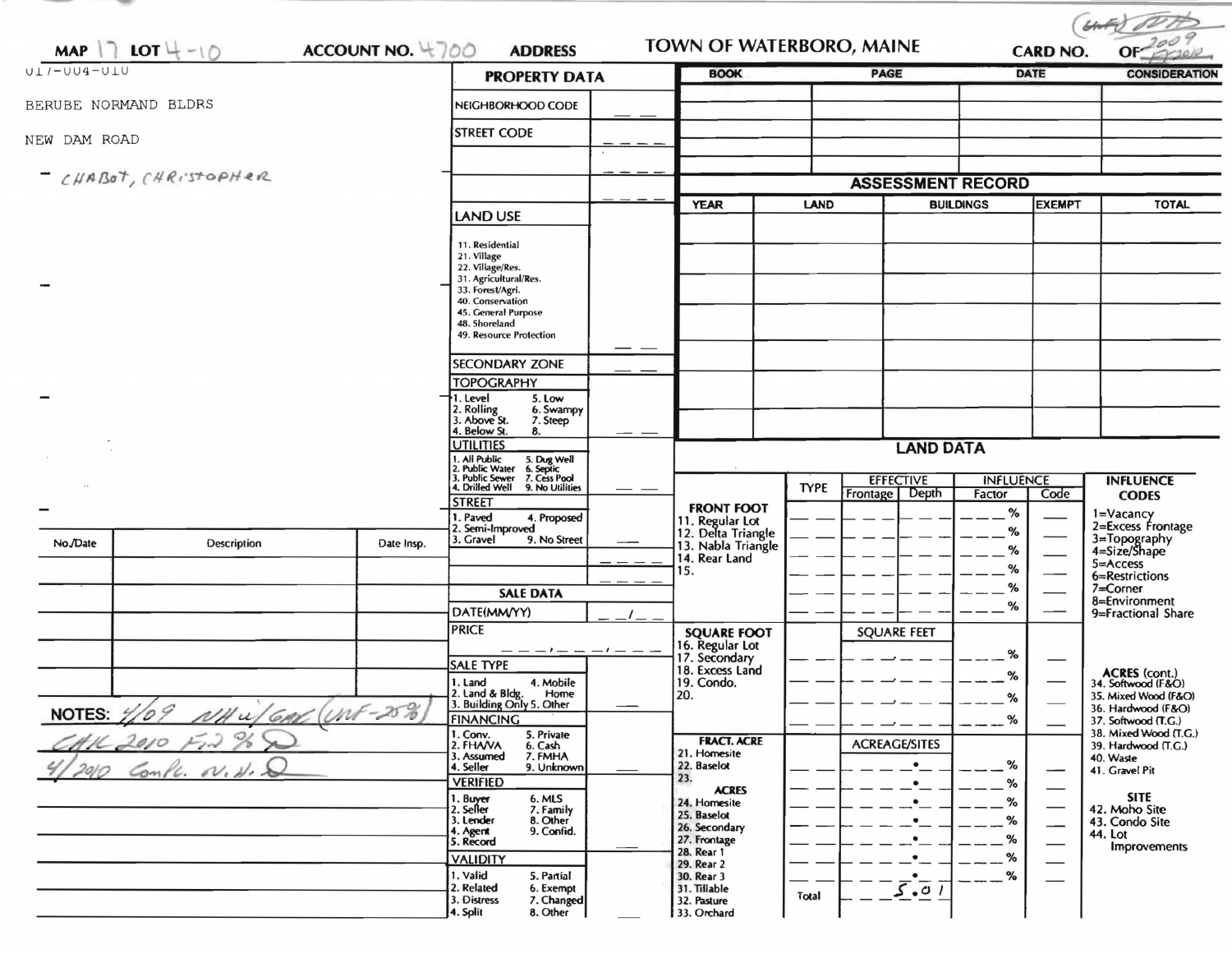MAP 17 LOT 4-10 ACCOUNT NO. 4700 ADDRESS

# TOWN OF WATERBORO, MAINE

CARD NO. OF 2009 / 2010

(UNF) (initials)

017-004-010

BERUBE NORMAND BLDRS

NEW DAM ROAD

- CHABOT, CHRISTOPHER

| No./Date | Description | Date Insp. |
|---|---|---|
| | | |
| | | |
| | | |
| | | |
| | | |

NOTES: 4/09 NH w/GAR (UNF-25%)

CHK 2010 Fin %

4/2010 Compl. N.H.

## PROPERTY DATA

NEIGHBORHOOD CODE

STREET CODE

LAND USE

11. Residential
21. Village
22. Village/Res.
31. Agricultural/Res.
33. Forest/Agri.
40. Conservation
45. General Purpose
48. Shoreland
49. Resource Protection

SECONDARY ZONE

TOPOGRAPHY

1. Level 5. Low
2. Rolling 6. Swampy
3. Above St. 7. Steep
4. Below St. 8.

UTILITIES

1. All Public 5. Dug Well
2. Public Water 6. Septic
3. Public Sewer 7. Cess Pool
4. Drilled Well 9. No Utilities

STREET

1. Paved 4. Proposed
2. Semi-Improved
3. Gravel 9. No Street

## SALE DATA

DATE(MM/YY)

PRICE

SALE TYPE

1. Land 4. Mobile Home
2. Land & Bldg.
3. Building Only 5. Other

FINANCING

1. Conv. 5. Private
2. FHA/VA 6. Cash
3. Assumed 7. FMHA
4. Seller 9. Unknown

VERIFIED

1. Buyer 6. MLS
2. Seller 7. Family
3. Lender 8. Other
4. Agent 9. Confid.
5. Record

VALIDITY

1. Valid 5. Partial
2. Related 6. Exempt
3. Distress 7. Changed
4. Split 8. Other

| BOOK | PAGE | DATE | CONSIDERATION |
|---|---|---|---|
| | | | |
| | | | |
| | | | |

## ASSESSMENT RECORD

| YEAR | LAND | BUILDINGS | EXEMPT | TOTAL |
|---|---|---|---|---|
| | | | | |
| | | | | |
| | | | | |
| | | | | |
| | | | | |
| | | | | |
| | | | | |

## LAND DATA

| | TYPE | EFFECTIVE Frontage | EFFECTIVE Depth | INFLUENCE Factor | INFLUENCE Code |
|---|---|---|---|---|---|
| FRONT FOOT<br>11. Regular Lot<br>12. Delta Triangle<br>13. Nabla Triangle<br>14. Rear Land<br>15. | | | | % | |
| SQUARE FOOT<br>16. Regular Lot<br>17. Secondary<br>18. Excess Land<br>19. Condo.<br>20. | | SQUARE FEET | | % | |
| FRACT. ACRE<br>21. Homesite<br>22. Baselot<br>23.<br>ACRES<br>24. Homesite<br>25. Baselot<br>26. Secondary<br>27. Frontage<br>28. Rear 1<br>29. Rear 2<br>30. Rear 3<br>31. Tillable<br>32. Pasture<br>33. Orchard | | ACREAGE/SITES | | % | |
| | Total | 5.01 | | | |

INFLUENCE CODES

1=Vacancy
2=Excess Frontage
3=Topography
4=Size/Shape
5=Access
6=Restrictions
7=Corner
8=Environment
9=Fractional Share

ACRES (cont.)
34. Softwood (F&O)
35. Mixed Wood (F&O)
36. Hardwood (F&O)
37. Softwood (T.G.)
38. Mixed Wood (T.G.)
39. Hardwood (T.G.)
40. Waste
41. Gravel Pit

SITE
42. Moho Site
43. Condo Site
44. Lot Improvements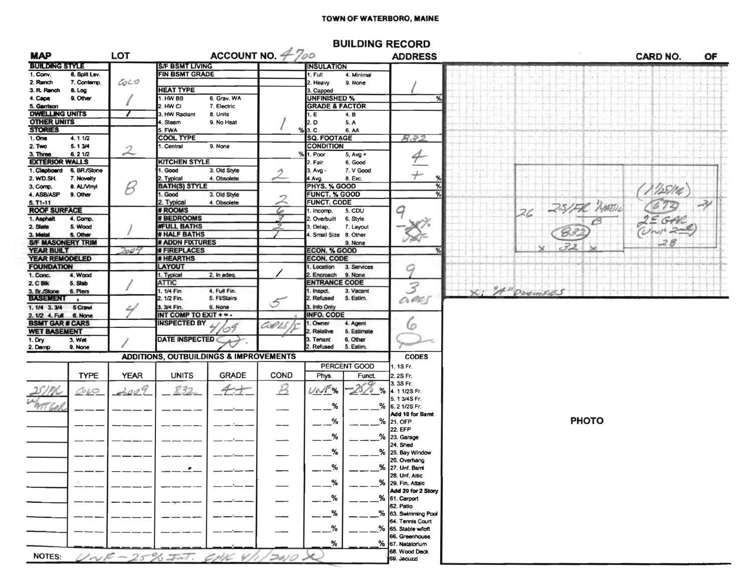**TOWN OF WATERBORO, MAINE**

## BUILDING RECORD

MAP | LOT | ACCOUNT NO. 4700 | ADDRESS | CARD NO. OF

| Field | Value | Field | Value | Field | Value |
|---|---|---|---|---|---|
| **BUILDING STYLE** 1. Conv. 6. Split Lev. 2. Ranch 7. Contemp. 3. R. Ranch 8. Log 4. Cape 9. Other 5. Garrison | COLO | **S/F BSMT LIVING** | | **INSULATION** 1. Full 4. Minimal 2. Heavy 9. None 3. Capped | 1 |
| **DWELLING UNITS** | 1 | **FIN BSMT GRADE** | | **UNFINISHED %** | % |
| **OTHER UNITS** | 1 | **HEAT TYPE** 1. HW BB 6. Grav. WA 2. HW CI 7. Electric 3. HW Radiant 8. Units 4. Steam 9. No Heat 5. FWA | 1 % | **GRADE & FACTOR** 1. E 4. B 2. D 5. A 3. C 6. AA | |
| **STORIES** 1. One 4. 1 1/2 2. Two 5. 1 3/4 3. Three 6. 2 1/2 | 2 | **COOL TYPE** 1. Central 9. None | % | **SQ. FOOTAGE** | 832 |
| **EXTERIOR WALLS** 1. Clapboard 6. BR./Stone 2. WD.SH. 7. Novelty 3. Comp. 8. AL/Vinyl 4. ASB/ASP 9. Other 5. T1-11 | 8 | **KITCHEN STYLE** 1. Good 3. Old Style 2. Typical 4. Obsolete | 2 | **CONDITION** 1. Poor 5. Avg + 2. Fair 6. Good 3. Avg - 7. V Good 4 Avg. 8. Exc. | 4+ % |
| **ROOF SURFACE** 1. Asphalt 4. Comp. 2. Slate 5. Wood 3. Metal 6. Other | 1 | **BATH(S) STYLE** 1. Good 3. Old Style 2. Typical 4. Obsolete | 2 | **PHYS. % GOOD** | % |
| **S/F MASONERY TRIM** | | **# ROOMS** | 6 | **FUNCT. % GOOD** | -25% |
| **YEAR BUILT** | 2009 | **# BEDROOMS** | 3 | **FUNCT. CODE** 1. Incomp. 5. CDU 2. Overbuilt 6. Style 3. Delap. 7. Layout 4. Small Size 8. Other 9. None | 9 UNF |
| **YEAR REMODELED** | | **#FULL BATHS** | 2 | **ECON. % GOOD** | % |
| **FOUNDATION** 1. Conc. 4. Wood 2. C Blk 5. Slab 3. Br./Stone 6. Piers | 1 | **# HALF BATHS** | 1 | **ECON. CODE** 1. Location 3. Services 2. Encroach 9. None | 9 |
| **BASEMENT** 1. 1/4 3. 3/4 5 Crawl 2. 1/2 4. Full 6. None | 4 | **# ADDN FIXTURES** | | **ENTRANCE CODE** 1. Inspct. 3. Vacant 2. Refused 5. Estim. | 3 CODES |
| **BSMT GAR # CARS** | | **# FIREPLACES** | | **INFO. CODE** 1. Owner 4. Agent 2. Relative 5. Estimate 3. Tenant 6. Other 2. Refused 5. Estim. | 6 |
| **WET BASEMENT** 1. Dry 3. Wet 2. Damp 9. None | 1 | **# HEARTHS** | | | |
| | | **LAYOUT** 1. Typical 2. In adeq. | 1 | | |
| | | **ATTIC** 1. 1/4 Fin 4. Full Fin. 2. 1/2 Fin. 5. Fl/Stairs 3. 3/4 Fin. 9. None | 5 | | |
| | | **INT COMP TO EXIT + = -** | | | |
| | | **INSPECTED BY** | 4/09 CORLS/F | | |
| | | **DATE INSPECTED** | | | |

Sketch: 26 | 2S/FR w/ATTIC B (832) | 32 | (1 1/2S/FR) (672) 2E GAR (Unf 2nd) | 24 | 28
X: "4" DORMERS

### ADDITIONS, OUTBUILDINGS & IMPROVEMENTS

| | TYPE | YEAR | UNITS | GRADE | COND | Phys. % | Funct. % |
|---|---|---|---|---|---|---|---|
| 2S/FR w/ATT GAR | COLO | 2009 | 832 | 4+ | B | UNF% | -25% |

**CODES**
1. 1S Fr.
2. 2S Fr.
3. 3S Fr.
4. 1 1/2S Fr.
5. 1 3/4S Fr.
6. 2 1/2S Fr.
Add 10 for Bsmt
21. OFP
22. EFP
23. Garage
24. Shed
25. Bay Window
26. Overhang
27. Unf. Bsmt
28. Unf. Attic
29. Fin. Attaic
Add 20 for 2 Story
61. Carport
62. Patio
63. Swimming Pool
64. Tennis Court
65. Stable w/loft
66. Greenhouse
67. Natatorium
68. Wood Deck
69. Jacuzzi

PHOTO

NOTES: UNF -25% INT. CHK 4/1/2010